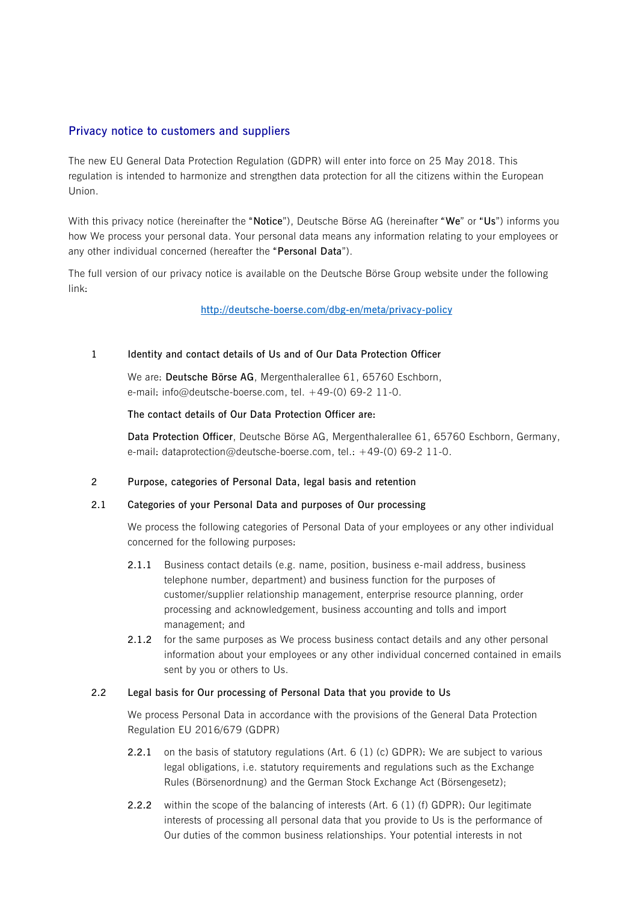## Privacy notice to customers and suppliers

The new EU General Data Protection Regulation (GDPR) will enter into force on 25 May 2018. This regulation is intended to harmonize and strengthen data protection for all the citizens within the European Union.

With this privacy notice (hereinafter the "**Notice**"), Deutsche Börse AG (hereinafter "**We**" or "**Us**") informs you how We process your personal data. Your personal data means any information relating to your employees or any other individual concerned (hereafter the "**Personal Data**").

The full version of our privacy notice is available on the Deutsche Börse Group website under the following link:

[http://deutsche-boerse.com/dbg-en/meta/privacy-policy](http://deutsche-boerse.com/dbg-en/meta/privacy-policy)

### 1 Identity and contact details of Us and of Our Data Protection Officer

We are: **Deutsche Börse AG**, Mergenthalerallee 61, 65760 Eschborn,
e-mail: info@deutsche-boerse.com, tel. +49-(0) 69-2 11-0.

**The contact details of Our Data Protection Officer are:**

**Data Protection Officer**, Deutsche Börse AG, Mergenthalerallee 61, 65760 Eschborn, Germany, e-mail: dataprotection@deutsche-boerse.com, tel.: +49-(0) 69-2 11-0.

### 2 Purpose, categories of Personal Data, legal basis and retention

#### 2.1 Categories of your Personal Data and purposes of Our processing

We process the following categories of Personal Data of your employees or any other individual concerned for the following purposes:

**2.1.1** Business contact details (e.g. name, position, business e-mail address, business telephone number, department) and business function for the purposes of customer/supplier relationship management, enterprise resource planning, order processing and acknowledgement, business accounting and tolls and import management; and

**2.1.2** for the same purposes as We process business contact details and any other personal information about your employees or any other individual concerned contained in emails sent by you or others to Us.

#### 2.2 Legal basis for Our processing of Personal Data that you provide to Us

We process Personal Data in accordance with the provisions of the General Data Protection Regulation EU 2016/679 (GDPR)

**2.2.1** on the basis of statutory regulations (Art. 6 (1) (c) GDPR): We are subject to various legal obligations, i.e. statutory requirements and regulations such as the Exchange Rules (Börsenordnung) and the German Stock Exchange Act (Börsengesetz);

**2.2.2** within the scope of the balancing of interests (Art. 6 (1) (f) GDPR): Our legitimate interests of processing all personal data that you provide to Us is the performance of Our duties of the common business relationships. Your potential interests in not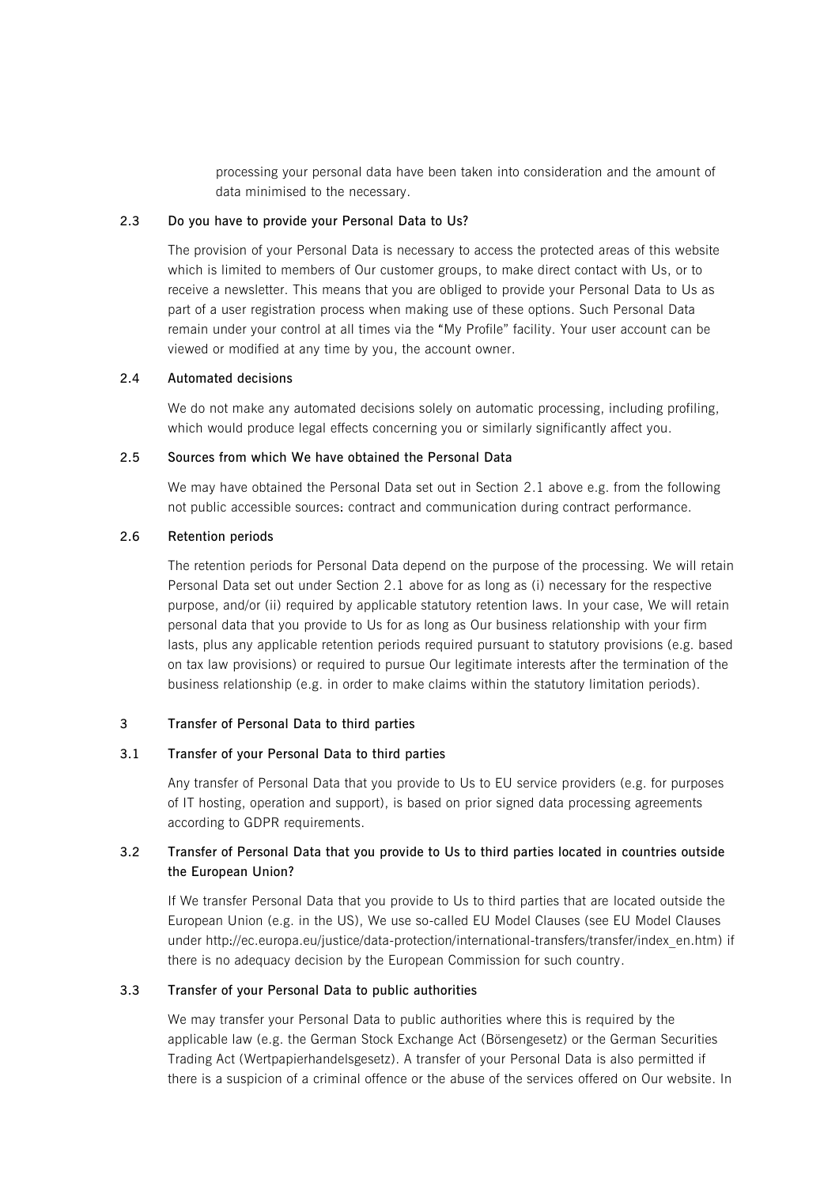processing your personal data have been taken into consideration and the amount of data minimised to the necessary.

### 2.3 Do you have to provide your Personal Data to Us?

The provision of your Personal Data is necessary to access the protected areas of this website which is limited to members of Our customer groups, to make direct contact with Us, or to receive a newsletter. This means that you are obliged to provide your Personal Data to Us as part of a user registration process when making use of these options. Such Personal Data remain under your control at all times via the "My Profile" facility. Your user account can be viewed or modified at any time by you, the account owner.

### 2.4 Automated decisions

We do not make any automated decisions solely on automatic processing, including profiling, which would produce legal effects concerning you or similarly significantly affect you.

### 2.5 Sources from which We have obtained the Personal Data

We may have obtained the Personal Data set out in Section 2.1 above e.g. from the following not public accessible sources: contract and communication during contract performance.

### 2.6 Retention periods

The retention periods for Personal Data depend on the purpose of the processing. We will retain Personal Data set out under Section 2.1 above for as long as (i) necessary for the respective purpose, and/or (ii) required by applicable statutory retention laws. In your case, We will retain personal data that you provide to Us for as long as Our business relationship with your firm lasts, plus any applicable retention periods required pursuant to statutory provisions (e.g. based on tax law provisions) or required to pursue Our legitimate interests after the termination of the business relationship (e.g. in order to make claims within the statutory limitation periods).

## 3 Transfer of Personal Data to third parties

### 3.1 Transfer of your Personal Data to third parties

Any transfer of Personal Data that you provide to Us to EU service providers (e.g. for purposes of IT hosting, operation and support), is based on prior signed data processing agreements according to GDPR requirements.

### 3.2 Transfer of Personal Data that you provide to Us to third parties located in countries outside the European Union?

If We transfer Personal Data that you provide to Us to third parties that are located outside the European Union (e.g. in the US), We use so-called EU Model Clauses (see EU Model Clauses under http://ec.europa.eu/justice/data-protection/international-transfers/transfer/index_en.htm) if there is no adequacy decision by the European Commission for such country.

### 3.3 Transfer of your Personal Data to public authorities

We may transfer your Personal Data to public authorities where this is required by the applicable law (e.g. the German Stock Exchange Act (Börsengesetz) or the German Securities Trading Act (Wertpapierhandelsgesetz). A transfer of your Personal Data is also permitted if there is a suspicion of a criminal offence or the abuse of the services offered on Our website. In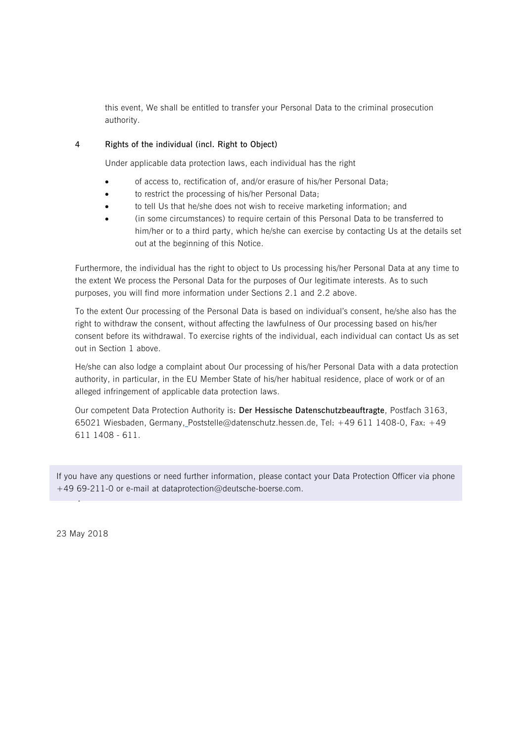this event, We shall be entitled to transfer your Personal Data to the criminal prosecution authority.

## 4 Rights of the individual (incl. Right to Object)

Under applicable data protection laws, each individual has the right

- of access to, rectification of, and/or erasure of his/her Personal Data;
- to restrict the processing of his/her Personal Data;
- to tell Us that he/she does not wish to receive marketing information; and
- (in some circumstances) to require certain of this Personal Data to be transferred to him/her or to a third party, which he/she can exercise by contacting Us at the details set out at the beginning of this Notice.

Furthermore, the individual has the right to object to Us processing his/her Personal Data at any time to the extent We process the Personal Data for the purposes of Our legitimate interests. As to such purposes, you will find more information under Sections 2.1 and 2.2 above.

To the extent Our processing of the Personal Data is based on individual's consent, he/she also has the right to withdraw the consent, without affecting the lawfulness of Our processing based on his/her consent before its withdrawal. To exercise rights of the individual, each individual can contact Us as set out in Section 1 above.

He/she can also lodge a complaint about Our processing of his/her Personal Data with a data protection authority, in particular, in the EU Member State of his/her habitual residence, place of work or of an alleged infringement of applicable data protection laws.

Our competent Data Protection Authority is: **Der Hessische Datenschutzbeauftragte**, Postfach 3163, 65021 Wiesbaden, Germany, Poststelle@datenschutz.hessen.de, Tel: +49 611 1408-0, Fax: +49 611 1408 - 611.

If you have any questions or need further information, please contact your Data Protection Officer via phone +49 69-211-0 or e-mail at dataprotection@deutsche-boerse.com.

23 May 2018